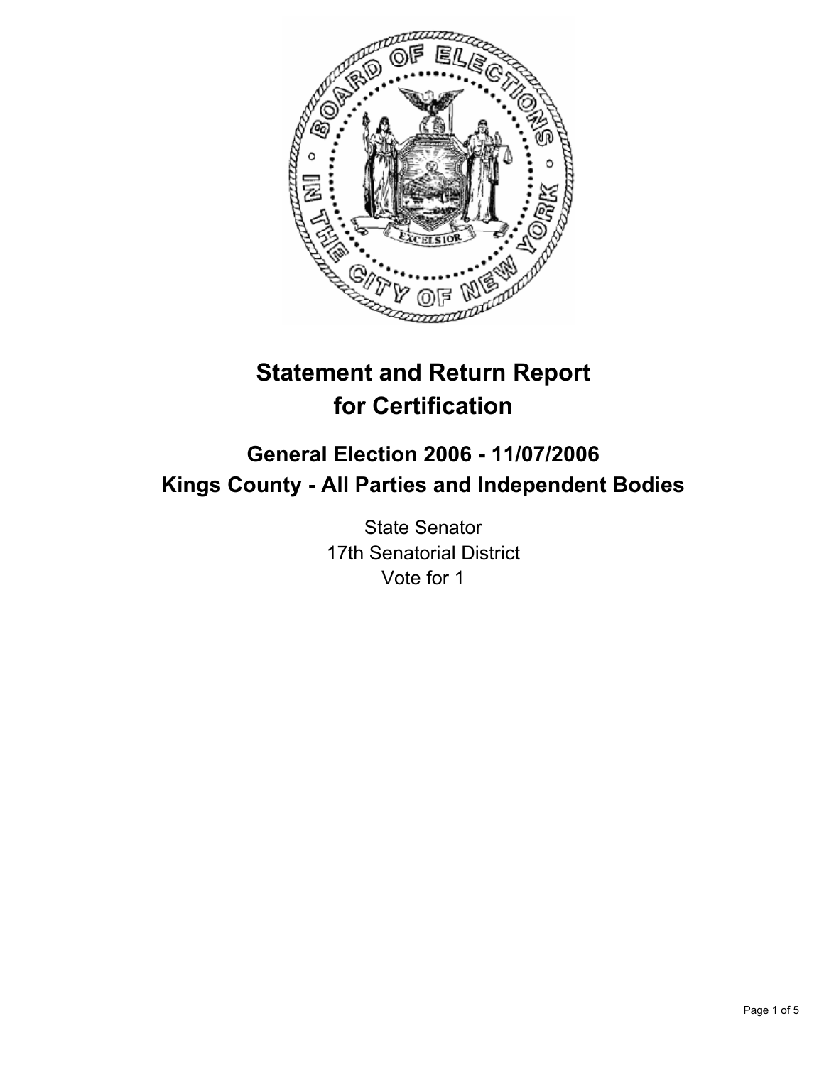# Statement and Return Report for Certification

## General Election 2006 - 11/07/2006
## Kings County - All Parties and Independent Bodies

State Senator
17th Senatorial District
Vote for 1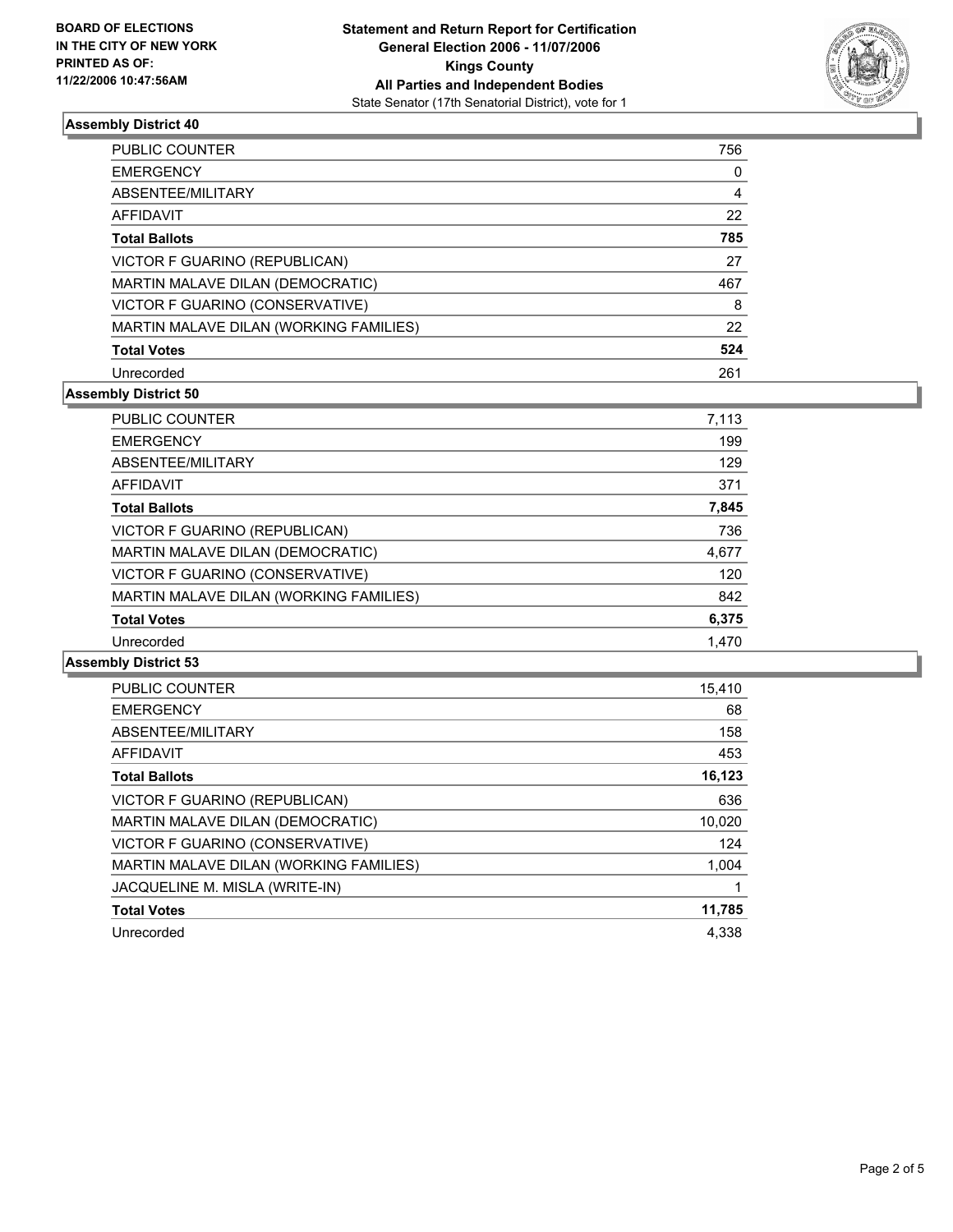**BOARD OF ELECTIONS IN THE CITY OF NEW YORK PRINTED AS OF: 11/22/2006 10:47:56AM**

**Statement and Return Report for Certification**
**General Election 2006 - 11/07/2006**
**Kings County**
**All Parties and Independent Bodies**
State Senator (17th Senatorial District), vote for 1

### Assembly District 40

| | |
|---|---|
| PUBLIC COUNTER | 756 |
| EMERGENCY | 0 |
| ABSENTEE/MILITARY | 4 |
| AFFIDAVIT | 22 |
| **Total Ballots** | **785** |
| VICTOR F GUARINO (REPUBLICAN) | 27 |
| MARTIN MALAVE DILAN (DEMOCRATIC) | 467 |
| VICTOR F GUARINO (CONSERVATIVE) | 8 |
| MARTIN MALAVE DILAN (WORKING FAMILIES) | 22 |
| **Total Votes** | **524** |
| Unrecorded | 261 |

### Assembly District 50

| | |
|---|---|
| PUBLIC COUNTER | 7,113 |
| EMERGENCY | 199 |
| ABSENTEE/MILITARY | 129 |
| AFFIDAVIT | 371 |
| **Total Ballots** | **7,845** |
| VICTOR F GUARINO (REPUBLICAN) | 736 |
| MARTIN MALAVE DILAN (DEMOCRATIC) | 4,677 |
| VICTOR F GUARINO (CONSERVATIVE) | 120 |
| MARTIN MALAVE DILAN (WORKING FAMILIES) | 842 |
| **Total Votes** | **6,375** |
| Unrecorded | 1,470 |

### Assembly District 53

| | |
|---|---|
| PUBLIC COUNTER | 15,410 |
| EMERGENCY | 68 |
| ABSENTEE/MILITARY | 158 |
| AFFIDAVIT | 453 |
| **Total Ballots** | **16,123** |
| VICTOR F GUARINO (REPUBLICAN) | 636 |
| MARTIN MALAVE DILAN (DEMOCRATIC) | 10,020 |
| VICTOR F GUARINO (CONSERVATIVE) | 124 |
| MARTIN MALAVE DILAN (WORKING FAMILIES) | 1,004 |
| JACQUELINE M. MISLA (WRITE-IN) | 1 |
| **Total Votes** | **11,785** |
| Unrecorded | 4,338 |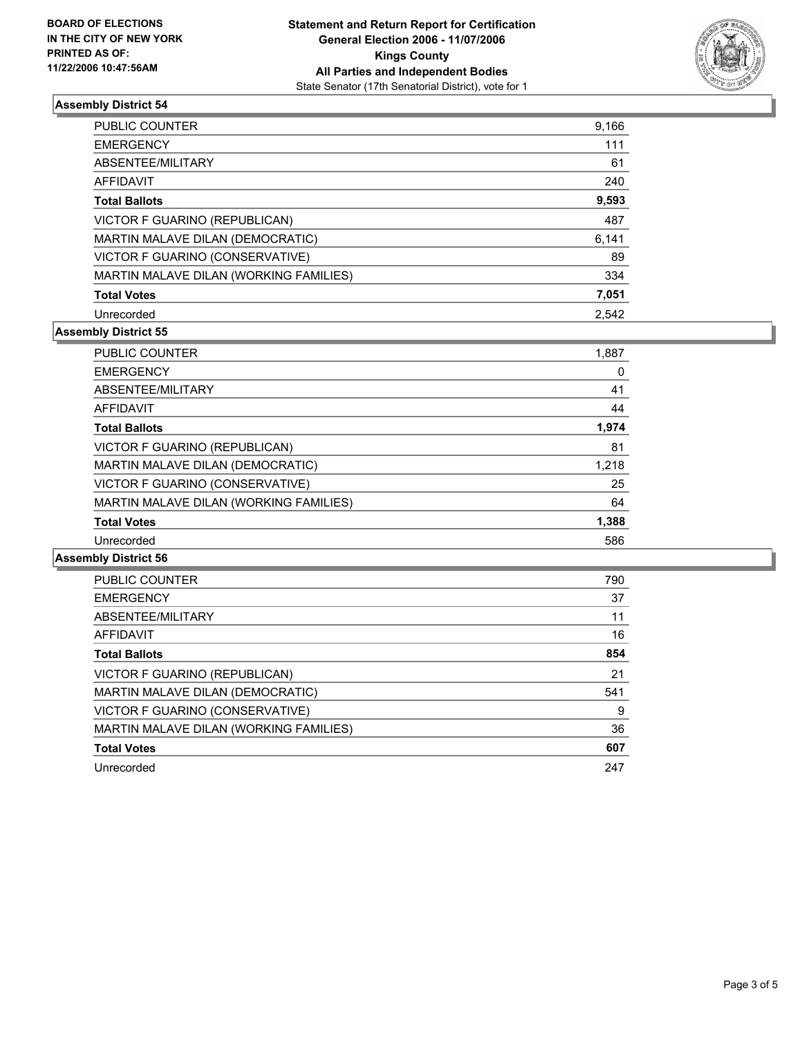**BOARD OF ELECTIONS IN THE CITY OF NEW YORK PRINTED AS OF: 11/22/2006 10:47:56AM**

# Statement and Return Report for Certification
## General Election 2006 - 11/07/2006
## Kings County
## All Parties and Independent Bodies
State Senator (17th Senatorial District), vote for 1

### Assembly District 54

| | |
|---|---|
| PUBLIC COUNTER | 9,166 |
| EMERGENCY | 111 |
| ABSENTEE/MILITARY | 61 |
| AFFIDAVIT | 240 |
| **Total Ballots** | **9,593** |
| VICTOR F GUARINO (REPUBLICAN) | 487 |
| MARTIN MALAVE DILAN (DEMOCRATIC) | 6,141 |
| VICTOR F GUARINO (CONSERVATIVE) | 89 |
| MARTIN MALAVE DILAN (WORKING FAMILIES) | 334 |
| **Total Votes** | **7,051** |
| Unrecorded | 2,542 |

### Assembly District 55

| | |
|---|---|
| PUBLIC COUNTER | 1,887 |
| EMERGENCY | 0 |
| ABSENTEE/MILITARY | 41 |
| AFFIDAVIT | 44 |
| **Total Ballots** | **1,974** |
| VICTOR F GUARINO (REPUBLICAN) | 81 |
| MARTIN MALAVE DILAN (DEMOCRATIC) | 1,218 |
| VICTOR F GUARINO (CONSERVATIVE) | 25 |
| MARTIN MALAVE DILAN (WORKING FAMILIES) | 64 |
| **Total Votes** | **1,388** |
| Unrecorded | 586 |

### Assembly District 56

| | |
|---|---|
| PUBLIC COUNTER | 790 |
| EMERGENCY | 37 |
| ABSENTEE/MILITARY | 11 |
| AFFIDAVIT | 16 |
| **Total Ballots** | **854** |
| VICTOR F GUARINO (REPUBLICAN) | 21 |
| MARTIN MALAVE DILAN (DEMOCRATIC) | 541 |
| VICTOR F GUARINO (CONSERVATIVE) | 9 |
| MARTIN MALAVE DILAN (WORKING FAMILIES) | 36 |
| **Total Votes** | **607** |
| Unrecorded | 247 |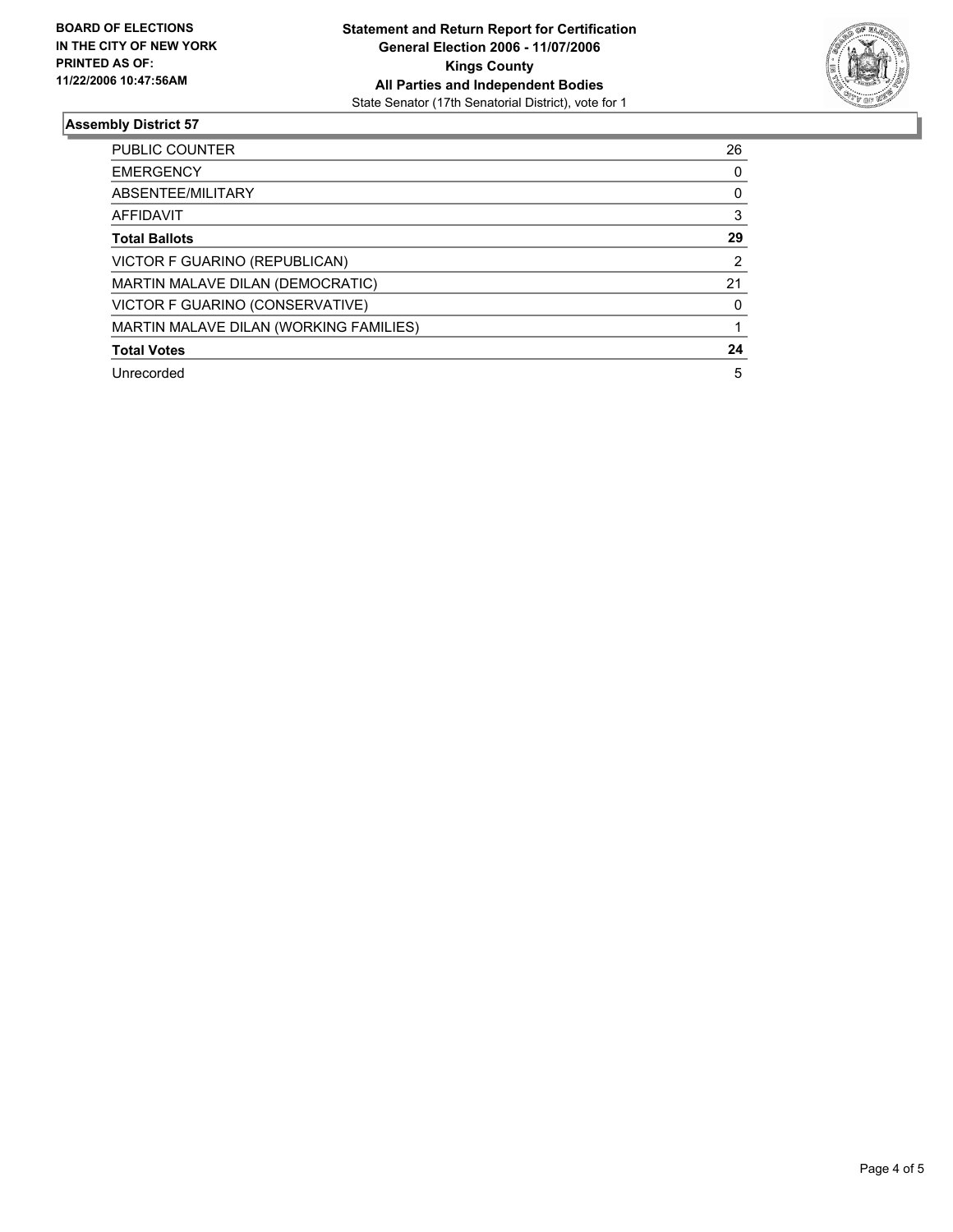**BOARD OF ELECTIONS IN THE CITY OF NEW YORK PRINTED AS OF: 11/22/2006 10:47:56AM**

**Statement and Return Report for Certification**
**General Election 2006 - 11/07/2006**
**Kings County**
**All Parties and Independent Bodies**
State Senator (17th Senatorial District), vote for 1

## Assembly District 57

| | |
|---|---|
| PUBLIC COUNTER | 26 |
| EMERGENCY | 0 |
| ABSENTEE/MILITARY | 0 |
| AFFIDAVIT | 3 |
| **Total Ballots** | **29** |
| VICTOR F GUARINO (REPUBLICAN) | 2 |
| MARTIN MALAVE DILAN (DEMOCRATIC) | 21 |
| VICTOR F GUARINO (CONSERVATIVE) | 0 |
| MARTIN MALAVE DILAN (WORKING FAMILIES) | 1 |
| **Total Votes** | **24** |
| Unrecorded | 5 |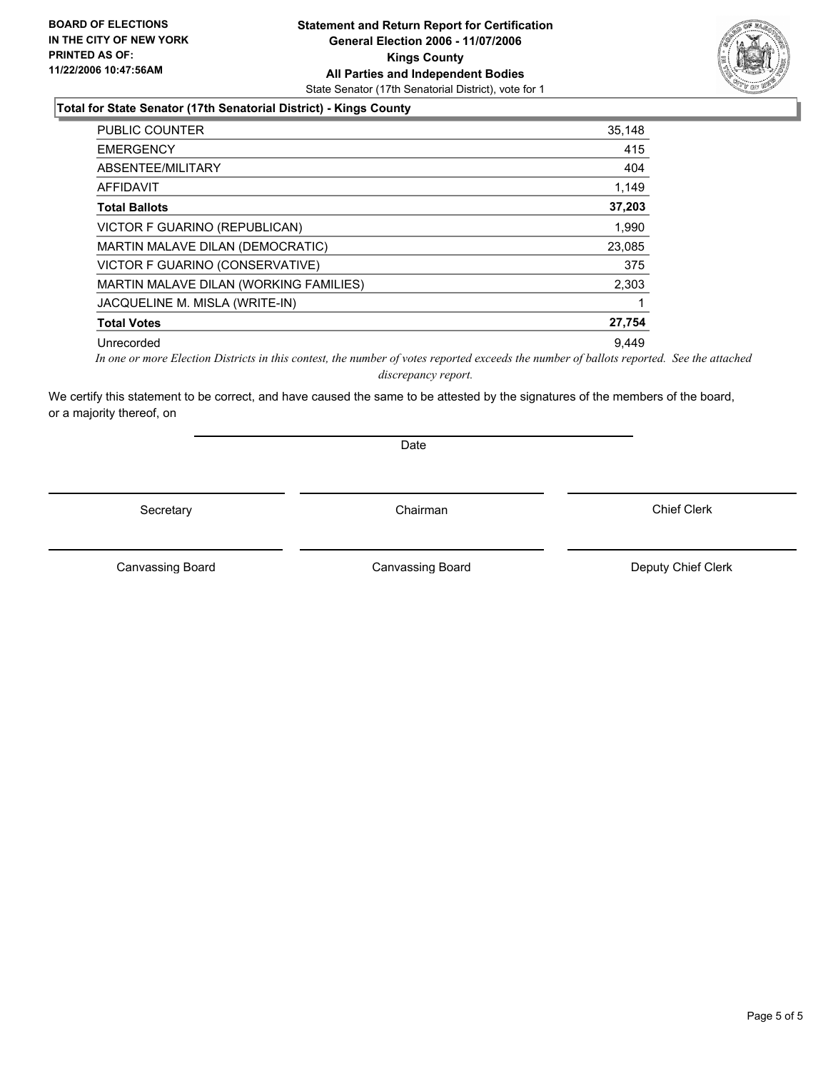**BOARD OF ELECTIONS IN THE CITY OF NEW YORK PRINTED AS OF: 11/22/2006 10:47:56AM**

**Statement and Return Report for Certification**
**General Election 2006 - 11/07/2006**
**Kings County**
**All Parties and Independent Bodies**
State Senator (17th Senatorial District), vote for 1

### Total for State Senator (17th Senatorial District) - Kings County

| | |
|---|---|
| PUBLIC COUNTER | 35,148 |
| EMERGENCY | 415 |
| ABSENTEE/MILITARY | 404 |
| AFFIDAVIT | 1,149 |
| **Total Ballots** | **37,203** |
| VICTOR F GUARINO (REPUBLICAN) | 1,990 |
| MARTIN MALAVE DILAN (DEMOCRATIC) | 23,085 |
| VICTOR F GUARINO (CONSERVATIVE) | 375 |
| MARTIN MALAVE DILAN (WORKING FAMILIES) | 2,303 |
| JACQUELINE M. MISLA (WRITE-IN) | 1 |
| **Total Votes** | **27,754** |
| Unrecorded | 9,449 |

*In one or more Election Districts in this contest, the number of votes reported exceeds the number of ballots reported. See the attached discrepancy report.*

We certify this statement to be correct, and have caused the same to be attested by the signatures of the members of the board, or a majority thereof, on

Date

Secretary — Chairman — Chief Clerk

Canvassing Board — Canvassing Board — Deputy Chief Clerk